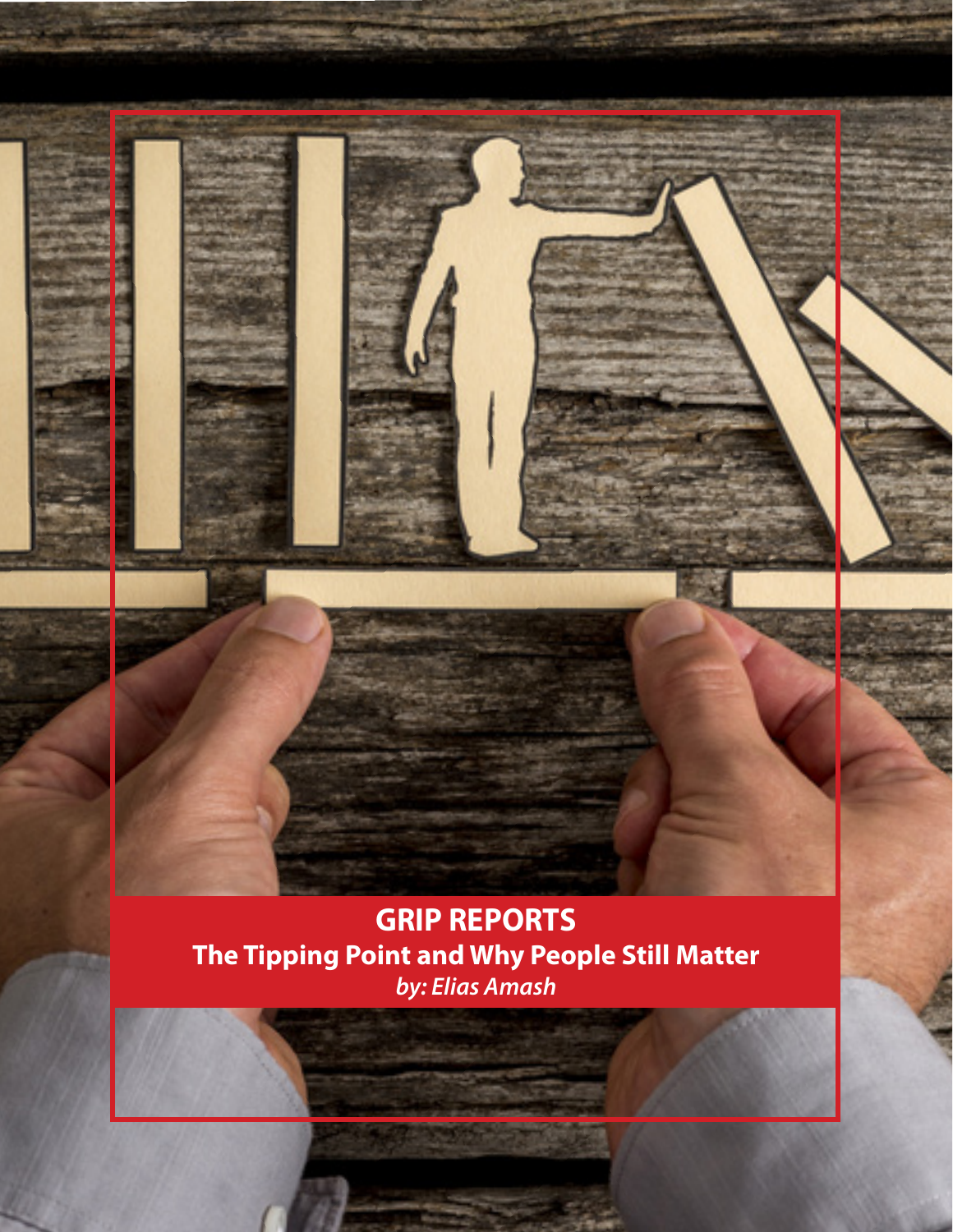# GRIP REPORTS

## The Tipping Point and Why People Still Matter

*by: Elias Amash*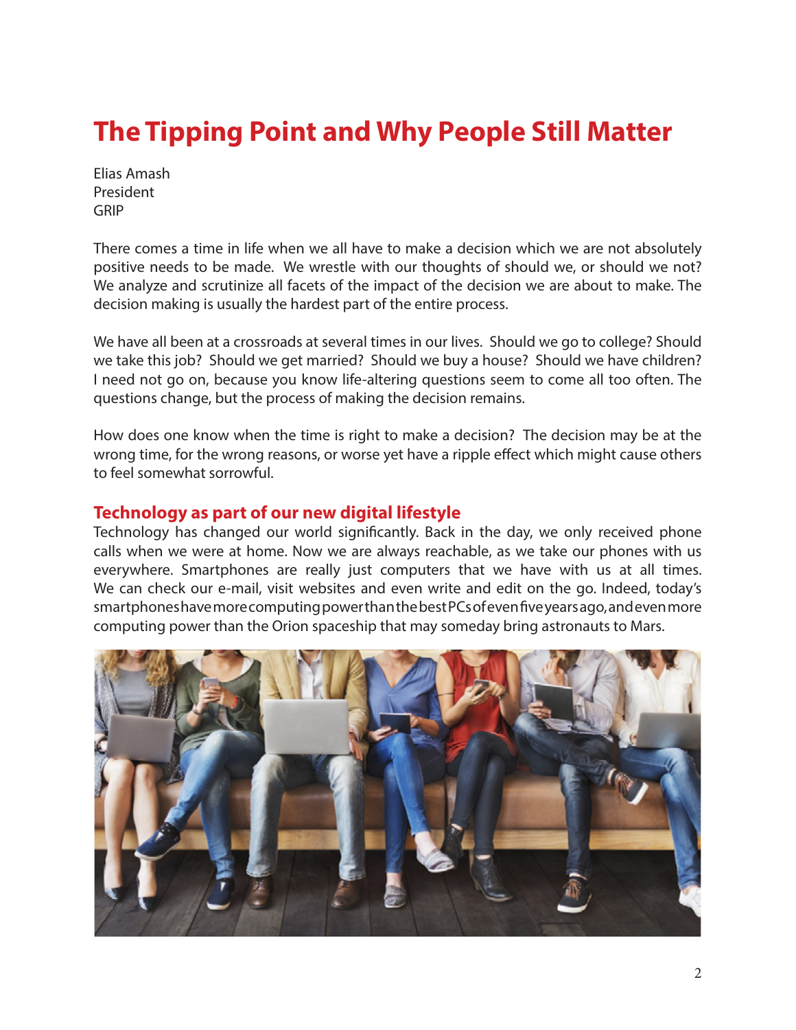# The Tipping Point and Why People Still Matter

Elias Amash
President
GRIP

There comes a time in life when we all have to make a decision which we are not absolutely positive needs to be made. We wrestle with our thoughts of should we, or should we not? We analyze and scrutinize all facets of the impact of the decision we are about to make. The decision making is usually the hardest part of the entire process.

We have all been at a crossroads at several times in our lives. Should we go to college? Should we take this job? Should we get married? Should we buy a house? Should we have children? I need not go on, because you know life-altering questions seem to come all too often. The questions change, but the process of making the decision remains.

How does one know when the time is right to make a decision? The decision may be at the wrong time, for the wrong reasons, or worse yet have a ripple effect which might cause others to feel somewhat sorrowful.

## Technology as part of our new digital lifestyle

Technology has changed our world significantly. Back in the day, we only received phone calls when we were at home. Now we are always reachable, as we take our phones with us everywhere. Smartphones are really just computers that we have with us at all times. We can check our e-mail, visit websites and even write and edit on the go. Indeed, today's smartphones have more computing power than the best PCs of even five years ago, and even more computing power than the Orion spaceship that may someday bring astronauts to Mars.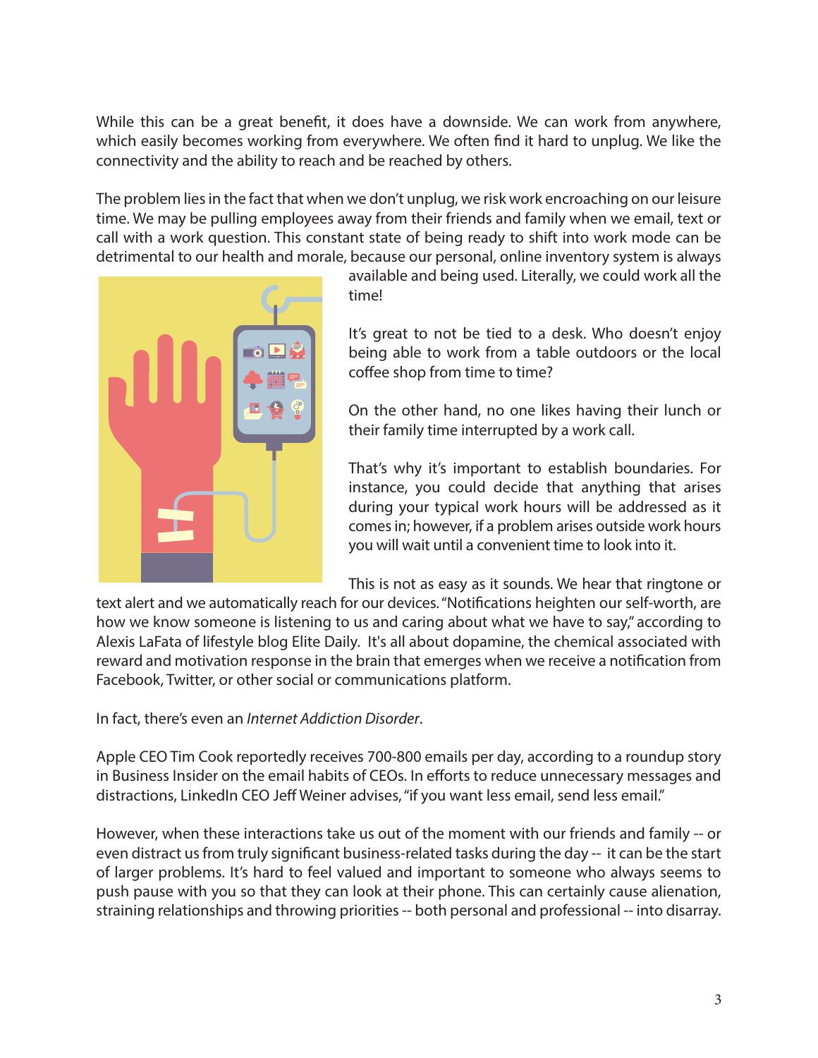While this can be a great benefit, it does have a downside. We can work from anywhere, which easily becomes working from everywhere. We often find it hard to unplug. We like the connectivity and the ability to reach and be reached by others.

The problem lies in the fact that when we don't unplug, we risk work encroaching on our leisure time. We may be pulling employees away from their friends and family when we email, text or call with a work question. This constant state of being ready to shift into work mode can be detrimental to our health and morale, because our personal, online inventory system is always available and being used. Literally, we could work all the time!

It's great to not be tied to a desk. Who doesn't enjoy being able to work from a table outdoors or the local coffee shop from time to time?

On the other hand, no one likes having their lunch or their family time interrupted by a work call.

That's why it's important to establish boundaries. For instance, you could decide that anything that arises during your typical work hours will be addressed as it comes in; however, if a problem arises outside work hours you will wait until a convenient time to look into it.

This is not as easy as it sounds. We hear that ringtone or text alert and we automatically reach for our devices. "Notifications heighten our self-worth, are how we know someone is listening to us and caring about what we have to say," according to Alexis LaFata of lifestyle blog Elite Daily. It's all about dopamine, the chemical associated with reward and motivation response in the brain that emerges when we receive a notification from Facebook, Twitter, or other social or communications platform.

In fact, there's even an *Internet Addiction Disorder*.

Apple CEO Tim Cook reportedly receives 700-800 emails per day, according to a roundup story in Business Insider on the email habits of CEOs. In efforts to reduce unnecessary messages and distractions, LinkedIn CEO Jeff Weiner advises, "if you want less email, send less email."

However, when these interactions take us out of the moment with our friends and family -- or even distract us from truly significant business-related tasks during the day -- it can be the start of larger problems. It's hard to feel valued and important to someone who always seems to push pause with you so that they can look at their phone. This can certainly cause alienation, straining relationships and throwing priorities -- both personal and professional -- into disarray.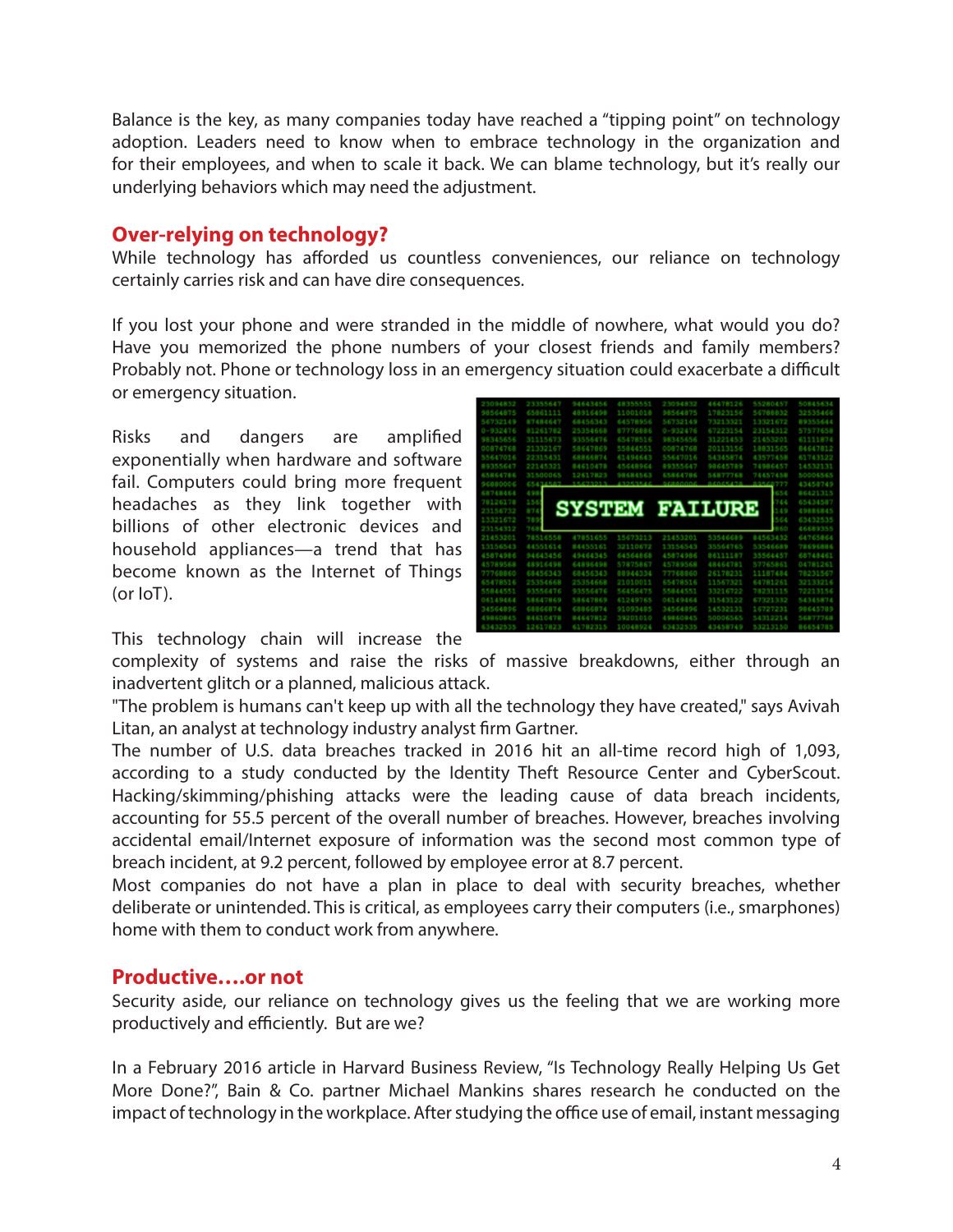Balance is the key, as many companies today have reached a "tipping point" on technology adoption. Leaders need to know when to embrace technology in the organization and for their employees, and when to scale it back. We can blame technology, but it's really our underlying behaviors which may need the adjustment.

## Over-relying on technology?

While technology has afforded us countless conveniences, our reliance on technology certainly carries risk and can have dire consequences.

If you lost your phone and were stranded in the middle of nowhere, what would you do? Have you memorized the phone numbers of your closest friends and family members? Probably not. Phone or technology loss in an emergency situation could exacerbate a difficult or emergency situation.

Risks and dangers are amplified exponentially when hardware and software fail. Computers could bring more frequent headaches as they link together with billions of other electronic devices and household appliances—a trend that has become known as the Internet of Things (or IoT).

This technology chain will increase the complexity of systems and raise the risks of massive breakdowns, either through an inadvertent glitch or a planned, malicious attack.

"The problem is humans can't keep up with all the technology they have created," says Avivah Litan, an analyst at technology industry analyst firm Gartner.

The number of U.S. data breaches tracked in 2016 hit an all-time record high of 1,093, according to a study conducted by the Identity Theft Resource Center and CyberScout. Hacking/skimming/phishing attacks were the leading cause of data breach incidents, accounting for 55.5 percent of the overall number of breaches. However, breaches involving accidental email/Internet exposure of information was the second most common type of breach incident, at 9.2 percent, followed by employee error at 8.7 percent.

Most companies do not have a plan in place to deal with security breaches, whether deliberate or unintended. This is critical, as employees carry their computers (i.e., smarphones) home with them to conduct work from anywhere.

## Productive….or not

Security aside, our reliance on technology gives us the feeling that we are working more productively and efficiently. But are we?

In a February 2016 article in Harvard Business Review, "Is Technology Really Helping Us Get More Done?", Bain & Co. partner Michael Mankins shares research he conducted on the impact of technology in the workplace. After studying the office use of email, instant messaging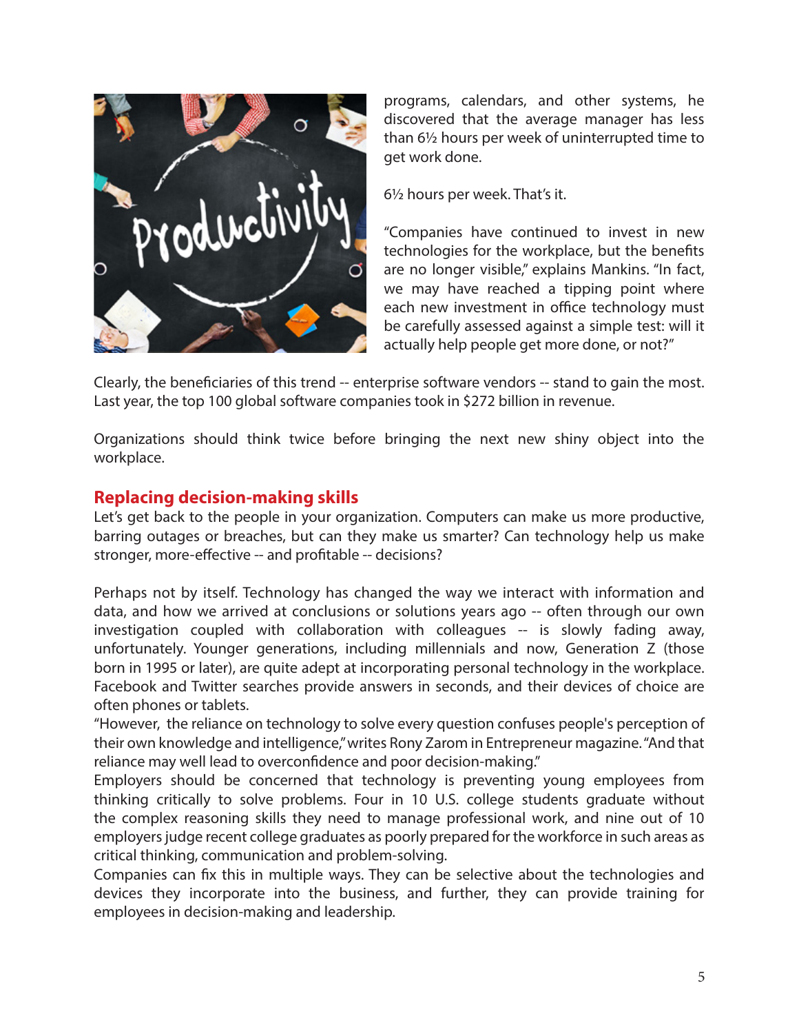programs, calendars, and other systems, he discovered that the average manager has less than 6½ hours per week of uninterrupted time to get work done.

6½ hours per week. That's it.

"Companies have continued to invest in new technologies for the workplace, but the benefits are no longer visible," explains Mankins. "In fact, we may have reached a tipping point where each new investment in office technology must be carefully assessed against a simple test: will it actually help people get more done, or not?"

Clearly, the beneficiaries of this trend -- enterprise software vendors -- stand to gain the most. Last year, the top 100 global software companies took in $272 billion in revenue.

Organizations should think twice before bringing the next new shiny object into the workplace.

## Replacing decision-making skills

Let's get back to the people in your organization. Computers can make us more productive, barring outages or breaches, but can they make us smarter? Can technology help us make stronger, more-effective -- and profitable -- decisions?

Perhaps not by itself. Technology has changed the way we interact with information and data, and how we arrived at conclusions or solutions years ago -- often through our own investigation coupled with collaboration with colleagues -- is slowly fading away, unfortunately. Younger generations, including millennials and now, Generation Z (those born in 1995 or later), are quite adept at incorporating personal technology in the workplace. Facebook and Twitter searches provide answers in seconds, and their devices of choice are often phones or tablets.

"However, the reliance on technology to solve every question confuses people's perception of their own knowledge and intelligence," writes Rony Zarom in Entrepreneur magazine. "And that reliance may well lead to overconfidence and poor decision-making."

Employers should be concerned that technology is preventing young employees from thinking critically to solve problems. Four in 10 U.S. college students graduate without the complex reasoning skills they need to manage professional work, and nine out of 10 employers judge recent college graduates as poorly prepared for the workforce in such areas as critical thinking, communication and problem-solving.

Companies can fix this in multiple ways. They can be selective about the technologies and devices they incorporate into the business, and further, they can provide training for employees in decision-making and leadership.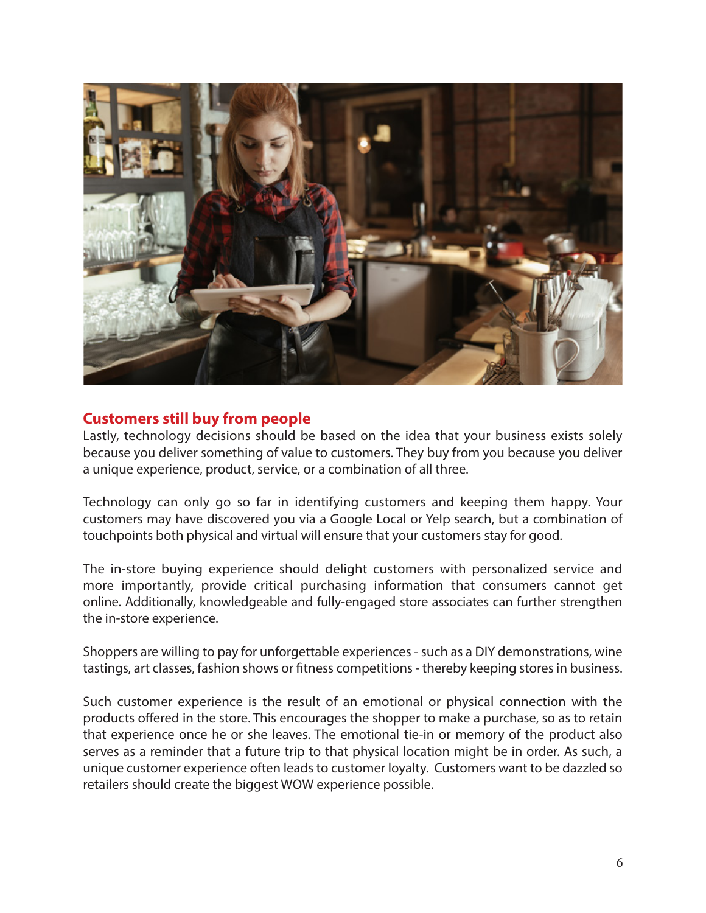## Customers still buy from people

Lastly, technology decisions should be based on the idea that your business exists solely because you deliver something of value to customers. They buy from you because you deliver a unique experience, product, service, or a combination of all three.

Technology can only go so far in identifying customers and keeping them happy. Your customers may have discovered you via a Google Local or Yelp search, but a combination of touchpoints both physical and virtual will ensure that your customers stay for good.

The in-store buying experience should delight customers with personalized service and more importantly, provide critical purchasing information that consumers cannot get online. Additionally, knowledgeable and fully-engaged store associates can further strengthen the in-store experience.

Shoppers are willing to pay for unforgettable experiences - such as a DIY demonstrations, wine tastings, art classes, fashion shows or fitness competitions - thereby keeping stores in business.

Such customer experience is the result of an emotional or physical connection with the products offered in the store. This encourages the shopper to make a purchase, so as to retain that experience once he or she leaves. The emotional tie-in or memory of the product also serves as a reminder that a future trip to that physical location might be in order. As such, a unique customer experience often leads to customer loyalty. Customers want to be dazzled so retailers should create the biggest WOW experience possible.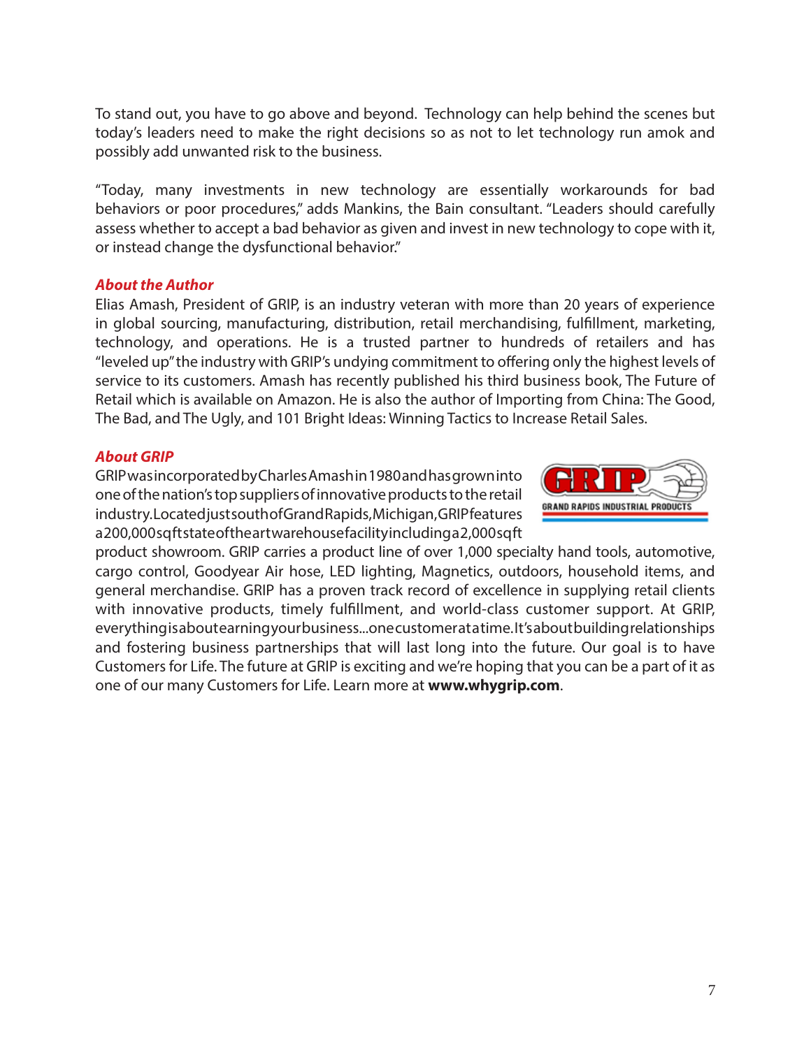To stand out, you have to go above and beyond. Technology can help behind the scenes but today's leaders need to make the right decisions so as not to let technology run amok and possibly add unwanted risk to the business.

"Today, many investments in new technology are essentially workarounds for bad behaviors or poor procedures," adds Mankins, the Bain consultant. "Leaders should carefully assess whether to accept a bad behavior as given and invest in new technology to cope with it, or instead change the dysfunctional behavior."

### *About the Author*

Elias Amash, President of GRIP, is an industry veteran with more than 20 years of experience in global sourcing, manufacturing, distribution, retail merchandising, fulfillment, marketing, technology, and operations. He is a trusted partner to hundreds of retailers and has "leveled up" the industry with GRIP's undying commitment to offering only the highest levels of service to its customers. Amash has recently published his third business book, The Future of Retail which is available on Amazon. He is also the author of Importing from China: The Good, The Bad, and The Ugly, and 101 Bright Ideas: Winning Tactics to Increase Retail Sales.

### *About GRIP*

GRIP was incorporated by Charles Amash in 1980 and has grown into one of the nation's top suppliers of innovative products to the retail industry. Located just south of Grand Rapids, Michigan, GRIP features a 200,000 sq ft state of the art warehouse facility including a 2,000 sq ft product showroom. GRIP carries a product line of over 1,000 specialty hand tools, automotive, cargo control, Goodyear Air hose, LED lighting, Magnetics, outdoors, household items, and general merchandise. GRIP has a proven track record of excellence in supplying retail clients with innovative products, timely fulfillment, and world-class customer support. At GRIP, everything is about earning your business...one customer at a time. It's about building relationships and fostering business partnerships that will last long into the future. Our goal is to have Customers for Life. The future at GRIP is exciting and we're hoping that you can be a part of it as one of our many Customers for Life. Learn more at **www.whygrip.com**.